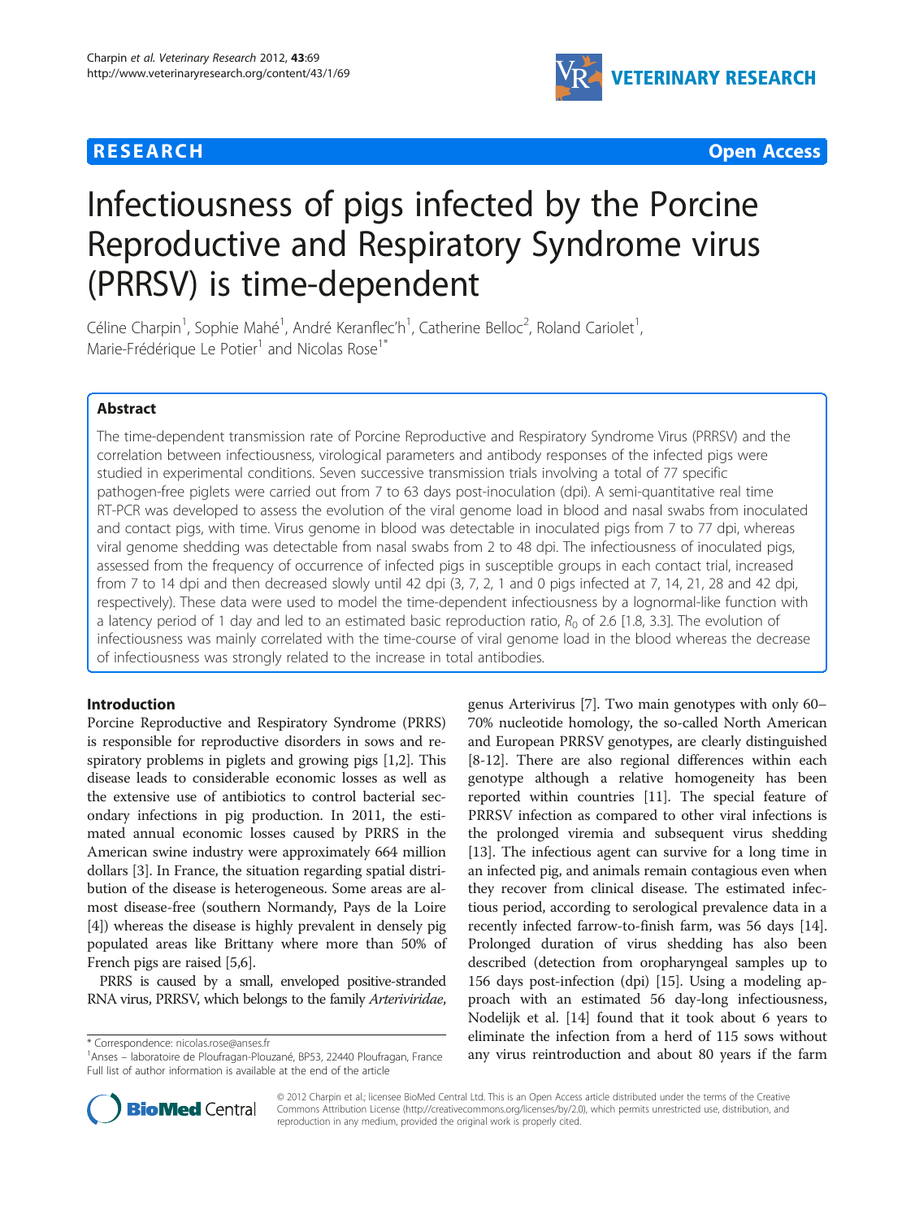RESEARCH Open Access

# Infectiousness of pigs infected by the Porcine Reproductive and Respiratory Syndrome virus (PRRSV) is time-dependent

Céline Charpin[1], Sophie Mahé[1], André Keranflec'h[1], Catherine Belloc[2], Roland Cariolet[1], Marie-Frédérique Le Potier[1] and Nicolas Rose[1*]

## Abstract

The time-dependent transmission rate of Porcine Reproductive and Respiratory Syndrome Virus (PRRSV) and the correlation between infectiousness, virological parameters and antibody responses of the infected pigs were studied in experimental conditions. Seven successive transmission trials involving a total of 77 specific pathogen-free piglets were carried out from 7 to 63 days post-inoculation (dpi). A semi-quantitative real time RT-PCR was developed to assess the evolution of the viral genome load in blood and nasal swabs from inoculated and contact pigs, with time. Virus genome in blood was detectable in inoculated pigs from 7 to 77 dpi, whereas viral genome shedding was detectable from nasal swabs from 2 to 48 dpi. The infectiousness of inoculated pigs, assessed from the frequency of occurrence of infected pigs in susceptible groups in each contact trial, increased from 7 to 14 dpi and then decreased slowly until 42 dpi (3, 7, 2, 1 and 0 pigs infected at 7, 14, 21, 28 and 42 dpi, respectively). These data were used to model the time-dependent infectiousness by a lognormal-like function with a latency period of 1 day and led to an estimated basic reproduction ratio, $R_0$ of 2.6 [1.8, 3.3]. The evolution of infectiousness was mainly correlated with the time-course of viral genome load in the blood whereas the decrease of infectiousness was strongly related to the increase in total antibodies.

## Introduction

Porcine Reproductive and Respiratory Syndrome (PRRS) is responsible for reproductive disorders in sows and respiratory problems in piglets and growing pigs [1,2]. This disease leads to considerable economic losses as well as the extensive use of antibiotics to control bacterial secondary infections in pig production. In 2011, the estimated annual economic losses caused by PRRS in the American swine industry were approximately 664 million dollars [3]. In France, the situation regarding spatial distribution of the disease is heterogeneous. Some areas are almost disease-free (southern Normandy, Pays de la Loire [4]) whereas the disease is highly prevalent in densely pig populated areas like Brittany where more than 50% of French pigs are raised [5,6].

PRRS is caused by a small, enveloped positive-stranded RNA virus, PRRSV, which belongs to the family *Arteriviridae*, genus *Arterivirus* [7]. Two main genotypes with only 60–70% nucleotide homology, the so-called North American and European PRRSV genotypes, are clearly distinguished [8-12]. There are also regional differences within each genotype although a relative homogeneity has been reported within countries [11]. The special feature of PRRSV infection as compared to other viral infections is the prolonged viremia and subsequent virus shedding [13]. The infectious agent can survive for a long time in an infected pig, and animals remain contagious even when they recover from clinical disease. The estimated infectious period, according to serological prevalence data in a recently infected farrow-to-finish farm, was 56 days [14]. Prolonged duration of virus shedding has also been described (detection from oropharyngeal samples up to 156 days post-infection (dpi) [15]. Using a modeling approach with an estimated 56 day-long infectiousness, Nodelijk et al. [14] found that it took about 6 years to eliminate the infection from a herd of 115 sows without any virus reintroduction and about 80 years if the farm

\* Correspondence: nicolas.rose@anses.fr
[1]Anses – laboratoire de Ploufragan-Plouzané, BP53, 22440 Ploufragan, France
Full list of author information is available at the end of the article

© 2012 Charpin et al.; licensee BioMed Central Ltd. This is an Open Access article distributed under the terms of the Creative Commons Attribution License (http://creativecommons.org/licenses/by/2.0), which permits unrestricted use, distribution, and reproduction in any medium, provided the original work is properly cited.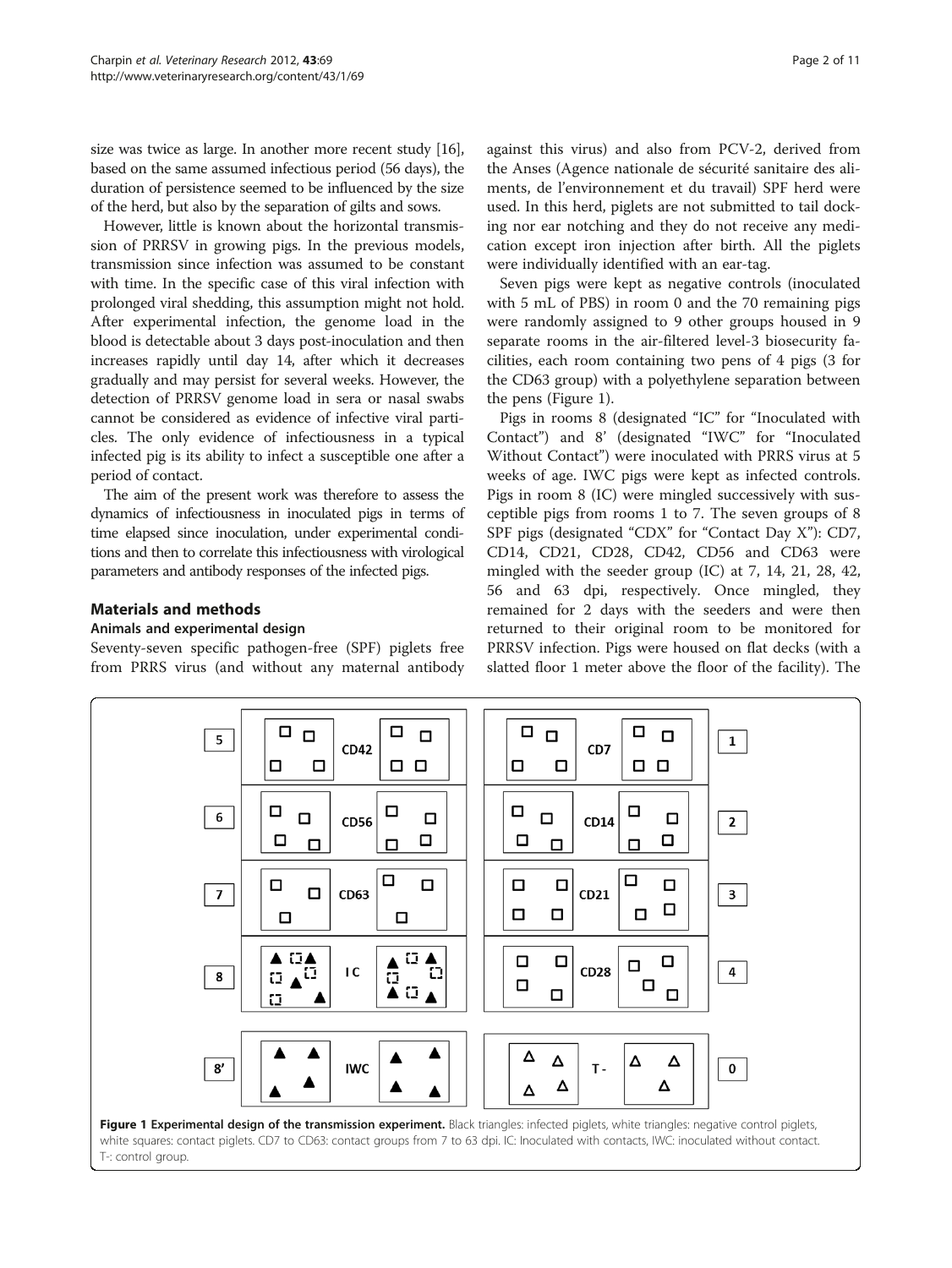size was twice as large. In another more recent study [16], based on the same assumed infectious period (56 days), the duration of persistence seemed to be influenced by the size of the herd, but also by the separation of gilts and sows.

However, little is known about the horizontal transmission of PRRSV in growing pigs. In the previous models, transmission since infection was assumed to be constant with time. In the specific case of this viral infection with prolonged viral shedding, this assumption might not hold. After experimental infection, the genome load in the blood is detectable about 3 days post-inoculation and then increases rapidly until day 14, after which it decreases gradually and may persist for several weeks. However, the detection of PRRSV genome load in sera or nasal swabs cannot be considered as evidence of infective viral particles. The only evidence of infectiousness in a typical infected pig is its ability to infect a susceptible one after a period of contact.

The aim of the present work was therefore to assess the dynamics of infectiousness in inoculated pigs in terms of time elapsed since inoculation, under experimental conditions and then to correlate this infectiousness with virological parameters and antibody responses of the infected pigs.

## Materials and methods

### Animals and experimental design

Seventy-seven specific pathogen-free (SPF) piglets free from PRRS virus (and without any maternal antibody against this virus) and also from PCV-2, derived from the Anses (Agence nationale de sécurité sanitaire des aliments, de l'environnement et du travail) SPF herd were used. In this herd, piglets are not submitted to tail docking nor ear notching and they do not receive any medication except iron injection after birth. All the piglets were individually identified with an ear-tag.

Seven pigs were kept as negative controls (inoculated with 5 mL of PBS) in room 0 and the 70 remaining pigs were randomly assigned to 9 other groups housed in 9 separate rooms in the air-filtered level-3 biosecurity facilities, each room containing two pens of 4 pigs (3 for the CD63 group) with a polyethylene separation between the pens (Figure 1).

Pigs in rooms 8 (designated "IC" for "Inoculated with Contact") and 8' (designated "IWC" for "Inoculated Without Contact") were inoculated with PRRS virus at 5 weeks of age. IWC pigs were kept as infected controls. Pigs in room 8 (IC) were mingled successively with susceptible pigs from rooms 1 to 7. The seven groups of 8 SPF pigs (designated "CDX" for "Contact Day X"): CD7, CD14, CD21, CD28, CD42, CD56 and CD63 were mingled with the seeder group (IC) at 7, 14, 21, 28, 42, 56 and 63 dpi, respectively. Once mingled, they remained for 2 days with the seeders and were then returned to their original room to be monitored for PRRSV infection. Pigs were housed on flat decks (with a slatted floor 1 meter above the floor of the facility). The

**Figure 1 Experimental design of the transmission experiment.** Black triangles: infected piglets, white triangles: negative control piglets, white squares: contact piglets. CD7 to CD63: contact groups from 7 to 63 dpi. IC: Inoculated with contacts, IWC: inoculated without contact. T-: control group.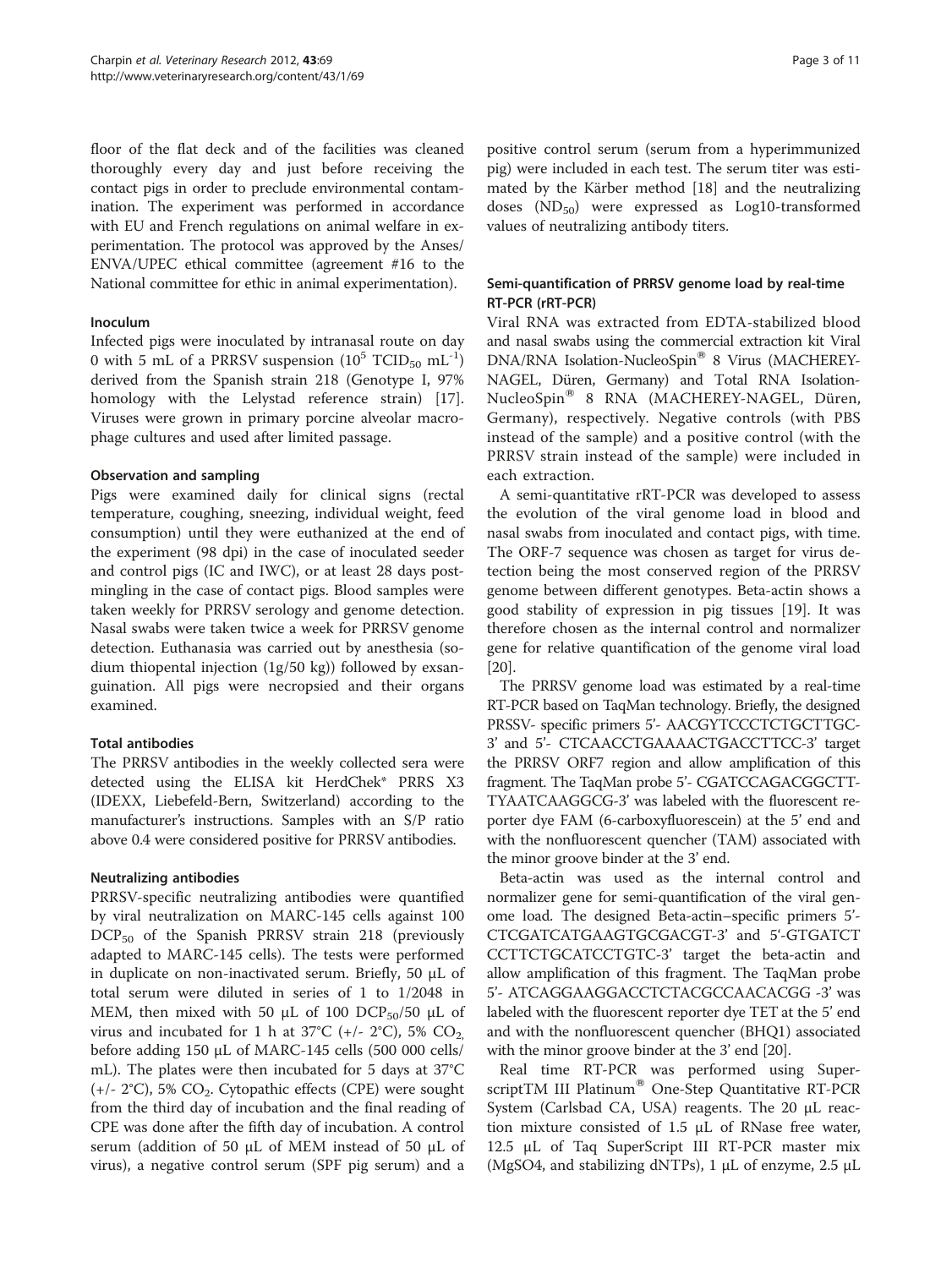floor of the flat deck and of the facilities was cleaned thoroughly every day and just before receiving the contact pigs in order to preclude environmental contamination. The experiment was performed in accordance with EU and French regulations on animal welfare in experimentation. The protocol was approved by the Anses/ENVA/UPEC ethical committee (agreement #16 to the National committee for ethic in animal experimentation).

### Inoculum

Infected pigs were inoculated by intranasal route on day 0 with 5 mL of a PRRSV suspension ($10^5$ $TCID_{50}$ $mL^{-1}$) derived from the Spanish strain 218 (Genotype I, 97% homology with the Lelystad reference strain) [17]. Viruses were grown in primary porcine alveolar macrophage cultures and used after limited passage.

### Observation and sampling

Pigs were examined daily for clinical signs (rectal temperature, coughing, sneezing, individual weight, feed consumption) until they were euthanized at the end of the experiment (98 dpi) in the case of inoculated seeder and control pigs (IC and IWC), or at least 28 days post-mingling in the case of contact pigs. Blood samples were taken weekly for PRRSV serology and genome detection. Nasal swabs were taken twice a week for PRRSV genome detection. Euthanasia was carried out by anesthesia (sodium thiopental injection (1g/50 kg)) followed by exsanguination. All pigs were necropsied and their organs examined.

### Total antibodies

The PRRSV antibodies in the weekly collected sera were detected using the ELISA kit HerdChek* PRRS X3 (IDEXX, Liebefeld-Bern, Switzerland) according to the manufacturer's instructions. Samples with an S/P ratio above 0.4 were considered positive for PRRSV antibodies.

### Neutralizing antibodies

PRRSV-specific neutralizing antibodies were quantified by viral neutralization on MARC-145 cells against 100 $DCP_{50}$ of the Spanish PRRSV strain 218 (previously adapted to MARC-145 cells). The tests were performed in duplicate on non-inactivated serum. Briefly, 50 μL of total serum were diluted in series of 1 to 1/2048 in MEM, then mixed with 50 μL of 100 $DCP_{50}$/50 μL of virus and incubated for 1 h at 37°C (+/- 2°C), 5% $CO_2$, before adding 150 μL of MARC-145 cells (500 000 cells/mL). The plates were then incubated for 5 days at 37°C (+/- 2°C), 5% $CO_2$. Cytopathic effects (CPE) were sought from the third day of incubation and the final reading of CPE was done after the fifth day of incubation. A control serum (addition of 50 μL of MEM instead of 50 μL of virus), a negative control serum (SPF pig serum) and a positive control serum (serum from a hyperimmunized pig) were included in each test. The serum titer was estimated by the Kärber method [18] and the neutralizing doses ($ND_{50}$) were expressed as Log10-transformed values of neutralizing antibody titers.

### Semi-quantification of PRRSV genome load by real-time RT-PCR (rRT-PCR)

Viral RNA was extracted from EDTA-stabilized blood and nasal swabs using the commercial extraction kit Viral DNA/RNA Isolation-NucleoSpin® 8 Virus (MACHEREY-NAGEL, Düren, Germany) and Total RNA Isolation-NucleoSpin® 8 RNA (MACHEREY-NAGEL, Düren, Germany), respectively. Negative controls (with PBS instead of the sample) and a positive control (with the PRRSV strain instead of the sample) were included in each extraction.

A semi-quantitative rRT-PCR was developed to assess the evolution of the viral genome load in blood and nasal swabs from inoculated and contact pigs, with time. The ORF-7 sequence was chosen as target for virus detection being the most conserved region of the PRRSV genome between different genotypes. Beta-actin shows a good stability of expression in pig tissues [19]. It was therefore chosen as the internal control and normalizer gene for relative quantification of the genome viral load [20].

The PRRSV genome load was estimated by a real-time RT-PCR based on TaqMan technology. Briefly, the designed PRSSV- specific primers 5'- AACGYTCCCTCTGCTTGC-3' and 5'- CTCAACCTGAAAACTGACCTTCC-3' target the PRRSV ORF7 region and allow amplification of this fragment. The TaqMan probe 5'- CGATCCAGACGGCTT-TYAATCAAGGCG-3' was labeled with the fluorescent reporter dye FAM (6-carboxyfluorescein) at the 5' end and with the nonfluorescent quencher (TAM) associated with the minor groove binder at the 3' end.

Beta-actin was used as the internal control and normalizer gene for semi-quantification of the viral genome load. The designed Beta-actin–specific primers 5'-CTCGATCATGAAGTGCGACGT-3' and 5'-GTGATCT CCTTCTGCATCCTGTC-3' target the beta-actin and allow amplification of this fragment. The TaqMan probe 5'- ATCAGGAAGGACCTCTACGCCAACACGG -3' was labeled with the fluorescent reporter dye TET at the 5' end and with the nonfluorescent quencher (BHQ1) associated with the minor groove binder at the 3' end [20].

Real time RT-PCR was performed using SuperscriptTM III Platinum® One-Step Quantitative RT-PCR System (Carlsbad CA, USA) reagents. The 20 μL reaction mixture consisted of 1.5 μL of RNase free water, 12.5 μL of Taq SuperScript III RT-PCR master mix (MgSO4, and stabilizing dNTPs), 1 μL of enzyme, 2.5 μL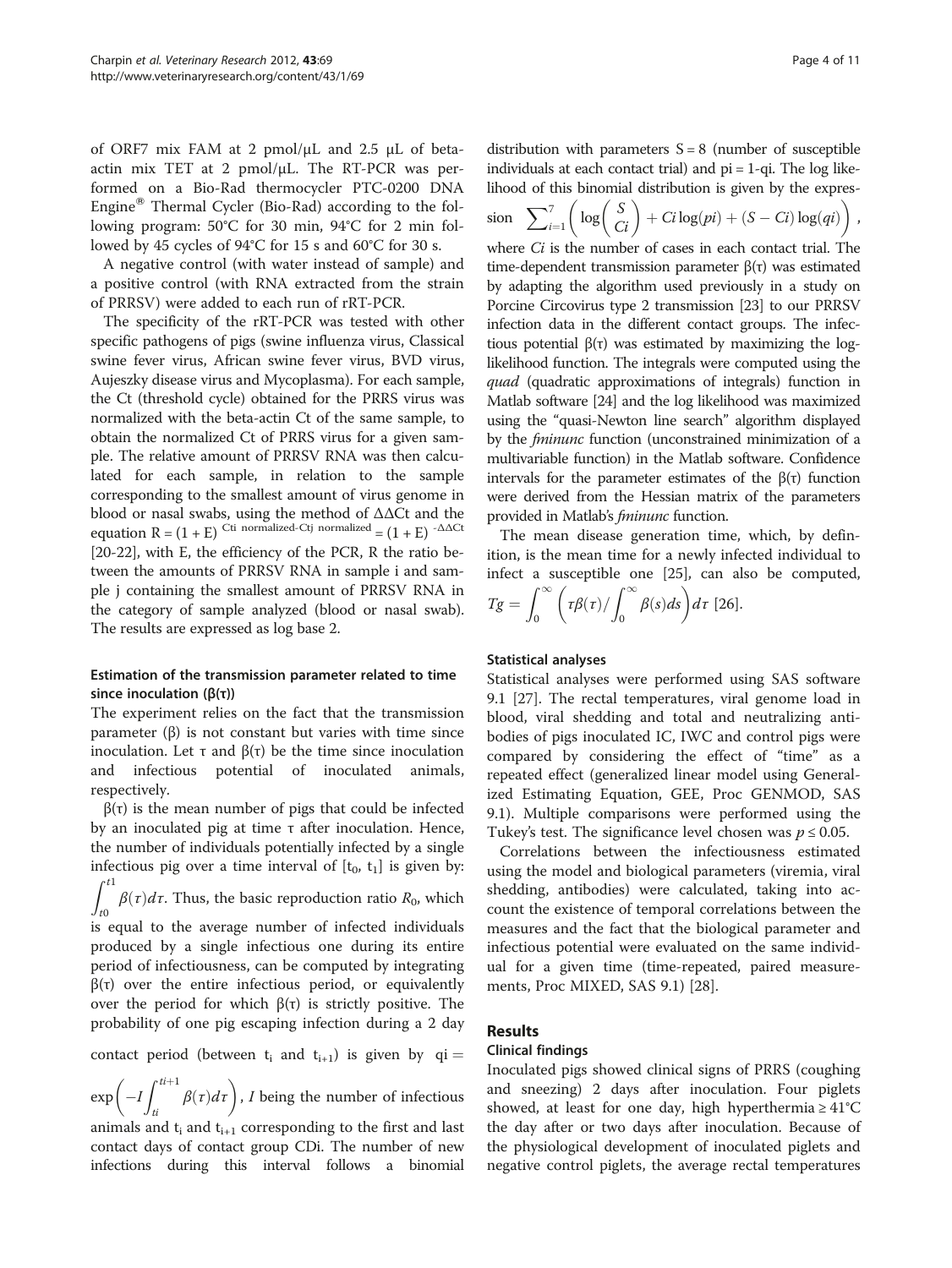of ORF7 mix FAM at 2 pmol/μL and 2.5 μL of beta-actin mix TET at 2 pmol/μL. The RT-PCR was performed on a Bio-Rad thermocycler PTC-0200 DNA Engine® Thermal Cycler (Bio-Rad) according to the following program: 50°C for 30 min, 94°C for 2 min followed by 45 cycles of 94°C for 15 s and 60°C for 30 s.

A negative control (with water instead of sample) and a positive control (with RNA extracted from the strain of PRRSV) were added to each run of rRT-PCR.

The specificity of the rRT-PCR was tested with other specific pathogens of pigs (swine influenza virus, Classical swine fever virus, African swine fever virus, BVD virus, Aujeszky disease virus and Mycoplasma). For each sample, the Ct (threshold cycle) obtained for the PRRS virus was normalized with the beta-actin Ct of the same sample, to obtain the normalized Ct of PRRS virus for a given sample. The relative amount of PRRSV RNA was then calculated for each sample, in relation to the sample corresponding to the smallest amount of virus genome in blood or nasal swabs, using the method of ΔΔCt and the equation $R = (1 + E)^{\text{Cti normalized-Ctj normalized}} = (1 + E)^{-\Delta\Delta Ct}$ [20-22], with E, the efficiency of the PCR, R the ratio between the amounts of PRRSV RNA in sample i and sample j containing the smallest amount of PRRSV RNA in the category of sample analyzed (blood or nasal swab). The results are expressed as log base 2.

### Estimation of the transmission parameter related to time since inoculation (β(τ))

The experiment relies on the fact that the transmission parameter (β) is not constant but varies with time since inoculation. Let τ and β(τ) be the time since inoculation and infectious potential of inoculated animals, respectively.

β(τ) is the mean number of pigs that could be infected by an inoculated pig at time τ after inoculation. Hence, the number of individuals potentially infected by a single infectious pig over a time interval of $[t_0, t_1]$ is given by: $\int_{t0}^{t1} \beta(\tau)d\tau$. Thus, the basic reproduction ratio $R_0$, which is equal to the average number of infected individuals produced by a single infectious one during its entire period of infectiousness, can be computed by integrating β(τ) over the entire infectious period, or equivalently over the period for which β(τ) is strictly positive. The probability of one pig escaping infection during a 2 day contact period (between $t_i$ and $t_{i+1}$) is given by $qi = \exp\left(-I\int_{ti}^{ti+1} \beta(\tau)d\tau\right)$, $I$ being the number of infectious animals and $t_i$ and $t_{i+1}$ corresponding to the first and last contact days of contact group CDi. The number of new infections during this interval follows a binomial distribution with parameters S = 8 (number of susceptible individuals at each contact trial) and pi = 1-qi. The log likelihood of this binomial distribution is given by the expression $\sum_{i=1}^{7}\left(\log\binom{S}{Ci} + Ci\log(pi) + (S - Ci)\log(qi)\right)$, where $Ci$ is the number of cases in each contact trial. The time-dependent transmission parameter β(τ) was estimated by adapting the algorithm used previously in a study on Porcine Circovirus type 2 transmission [23] to our PRRSV infection data in the different contact groups. The infectious potential β(τ) was estimated by maximizing the log-likelihood function. The integrals were computed using the *quad* (quadratic approximations of integrals) function in Matlab software [24] and the log likelihood was maximized using the "quasi-Newton line search" algorithm displayed by the *fminunc* function (unconstrained minimization of a multivariable function) in the Matlab software. Confidence intervals for the parameter estimates of the β(τ) function were derived from the Hessian matrix of the parameters provided in Matlab's *fminunc* function.

The mean disease generation time, which, by definition, is the mean time for a newly infected individual to infect a susceptible one [25], can also be computed, $Tg = \int_0^\infty \left(\tau\beta(\tau)/\int_0^\infty \beta(s)ds\right)d\tau$ [26].

### Statistical analyses

Statistical analyses were performed using SAS software 9.1 [27]. The rectal temperatures, viral genome load in blood, viral shedding and total and neutralizing antibodies of pigs inoculated IC, IWC and control pigs were compared by considering the effect of "time" as a repeated effect (generalized linear model using Generalized Estimating Equation, GEE, Proc GENMOD, SAS 9.1). Multiple comparisons were performed using the Tukey's test. The significance level chosen was $p \leq 0.05$.

Correlations between the infectiousness estimated using the model and biological parameters (viremia, viral shedding, antibodies) were calculated, taking into account the existence of temporal correlations between the measures and the fact that the biological parameter and infectious potential were evaluated on the same individual for a given time (time-repeated, paired measurements, Proc MIXED, SAS 9.1) [28].

## Results

### Clinical findings

Inoculated pigs showed clinical signs of PRRS (coughing and sneezing) 2 days after inoculation. Four piglets showed, at least for one day, high hyperthermia ≥ 41°C the day after or two days after inoculation. Because of the physiological development of inoculated piglets and negative control piglets, the average rectal temperatures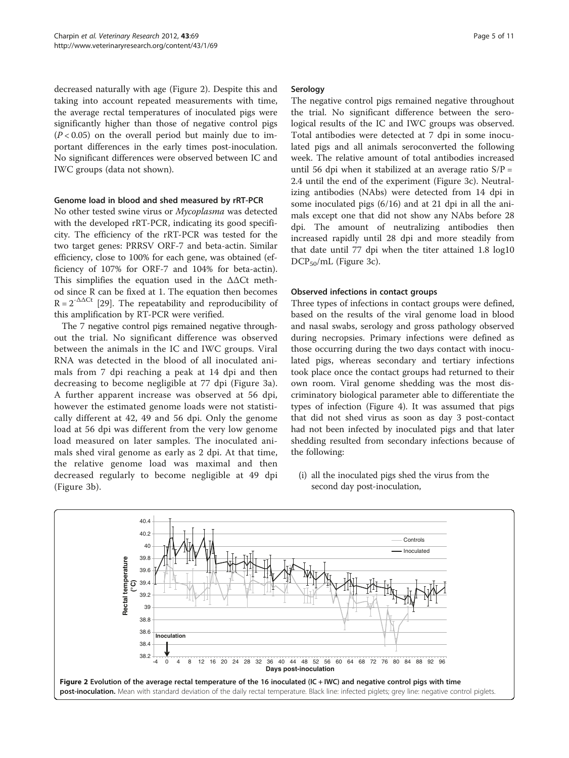decreased naturally with age (Figure 2). Despite this and taking into account repeated measurements with time, the average rectal temperatures of inoculated pigs were significantly higher than those of negative control pigs ($P < 0.05$) on the overall period but mainly due to important differences in the early times post-inoculation. No significant differences were observed between IC and IWC groups (data not shown).

### Genome load in blood and shed measured by rRT-PCR

No other tested swine virus or *Mycoplasma* was detected with the developed rRT-PCR, indicating its good specificity. The efficiency of the rRT-PCR was tested for the two target genes: PRRSV ORF-7 and beta-actin. Similar efficiency, close to 100% for each gene, was obtained (efficiency of 107% for ORF-7 and 104% for beta-actin). This simplifies the equation used in the ΔΔCt method since R can be fixed at 1. The equation then becomes $R = 2^{-\Delta\Delta Ct}$ [29]. The repeatability and reproducibility of this amplification by RT-PCR were verified.

The 7 negative control pigs remained negative throughout the trial. No significant difference was observed between the animals in the IC and IWC groups. Viral RNA was detected in the blood of all inoculated animals from 7 dpi reaching a peak at 14 dpi and then decreasing to become negligible at 77 dpi (Figure 3a). A further apparent increase was observed at 56 dpi, however the estimated genome loads were not statistically different at 42, 49 and 56 dpi. Only the genome load at 56 dpi was different from the very low genome load measured on later samples. The inoculated animals shed viral genome as early as 2 dpi. At that time, the relative genome load was maximal and then decreased regularly to become negligible at 49 dpi (Figure 3b).

### Serology

The negative control pigs remained negative throughout the trial. No significant difference between the serological results of the IC and IWC groups was observed. Total antibodies were detected at 7 dpi in some inoculated pigs and all animals seroconverted the following week. The relative amount of total antibodies increased until 56 dpi when it stabilized at an average ratio S/P = 2.4 until the end of the experiment (Figure 3c). Neutralizing antibodies (NAbs) were detected from 14 dpi in some inoculated pigs (6/16) and at 21 dpi in all the animals except one that did not show any NAbs before 28 dpi. The amount of neutralizing antibodies then increased rapidly until 28 dpi and more steadily from that date until 77 dpi when the titer attained 1.8 log10 $DCP_{50}$/mL (Figure 3c).

### Observed infections in contact groups

Three types of infections in contact groups were defined, based on the results of the viral genome load in blood and nasal swabs, serology and gross pathology observed during necropsies. Primary infections were defined as those occurring during the two days contact with inoculated pigs, whereas secondary and tertiary infections took place once the contact groups had returned to their own room. Viral genome shedding was the most discriminatory biological parameter able to differentiate the types of infection (Figure 4). It was assumed that pigs that did not shed virus as soon as day 3 post-contact had not been infected by inoculated pigs and that later shedding resulted from secondary infections because of the following:

(i) all the inoculated pigs shed the virus from the second day post-inoculation,

**Figure 2 Evolution of the average rectal temperature of the 16 inoculated (IC + IWC) and negative control pigs with time post-inoculation.** Mean with standard deviation of the daily rectal temperature. Black line: infected piglets; grey line: negative control piglets.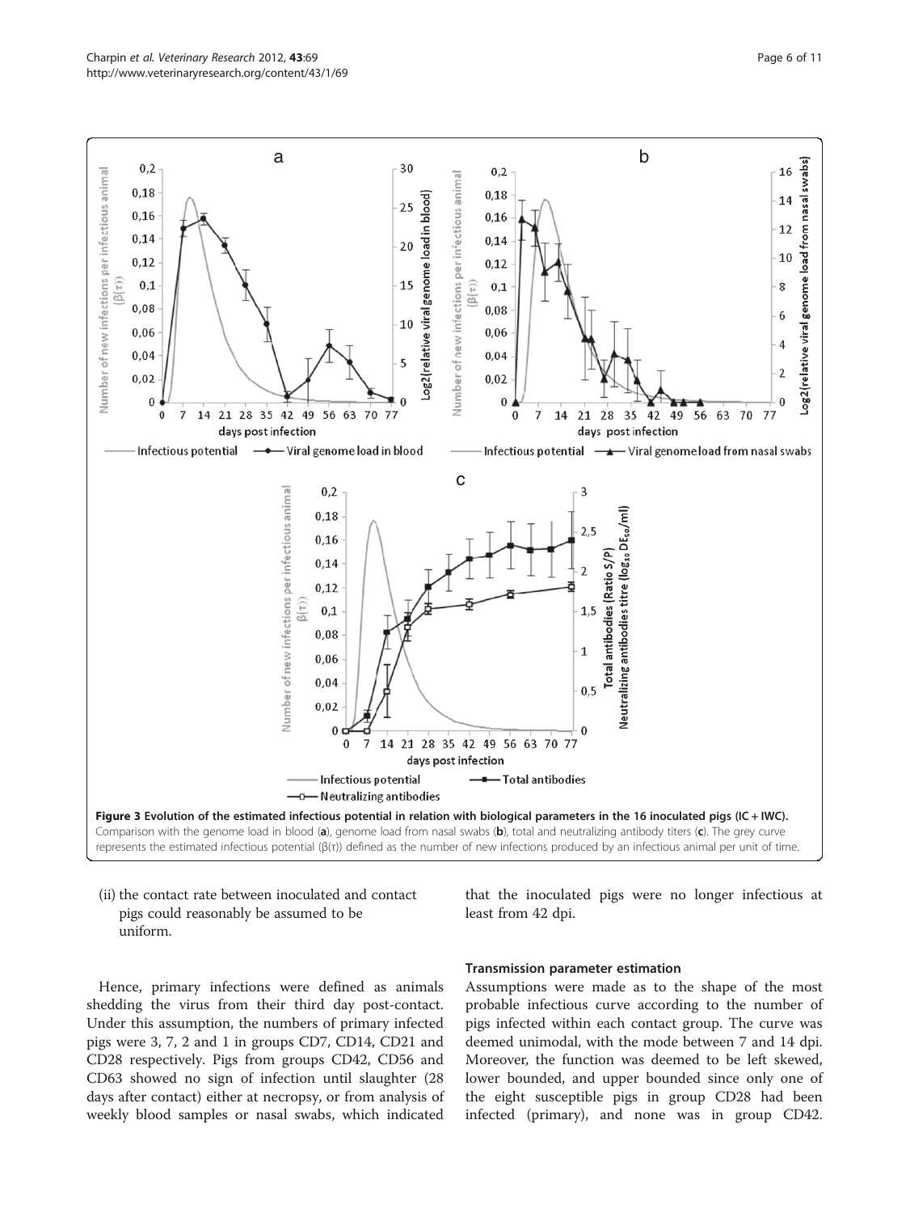Figure 3 Evolution of the estimated infectious potential in relation with biological parameters in the 16 inoculated pigs (IC + IWC). Comparison with the genome load in blood (a), genome load from nasal swabs (b), total and neutralizing antibody titers (c). The grey curve represents the estimated infectious potential (β(τ)) defined as the number of new infections produced by an infectious animal per unit of time.

(ii) the contact rate between inoculated and contact pigs could reasonably be assumed to be uniform.

Hence, primary infections were defined as animals shedding the virus from their third day post-contact. Under this assumption, the numbers of primary infected pigs were 3, 7, 2 and 1 in groups CD7, CD14, CD21 and CD28 respectively. Pigs from groups CD42, CD56 and CD63 showed no sign of infection until slaughter (28 days after contact) either at necropsy, or from analysis of weekly blood samples or nasal swabs, which indicated that the inoculated pigs were no longer infectious at least from 42 dpi.

#### Transmission parameter estimation

Assumptions were made as to the shape of the most probable infectious curve according to the number of pigs infected within each contact group. The curve was deemed unimodal, with the mode between 7 and 14 dpi. Moreover, the function was deemed to be left skewed, lower bounded, and upper bounded since only one of the eight susceptible pigs in group CD28 had been infected (primary), and none was in group CD42.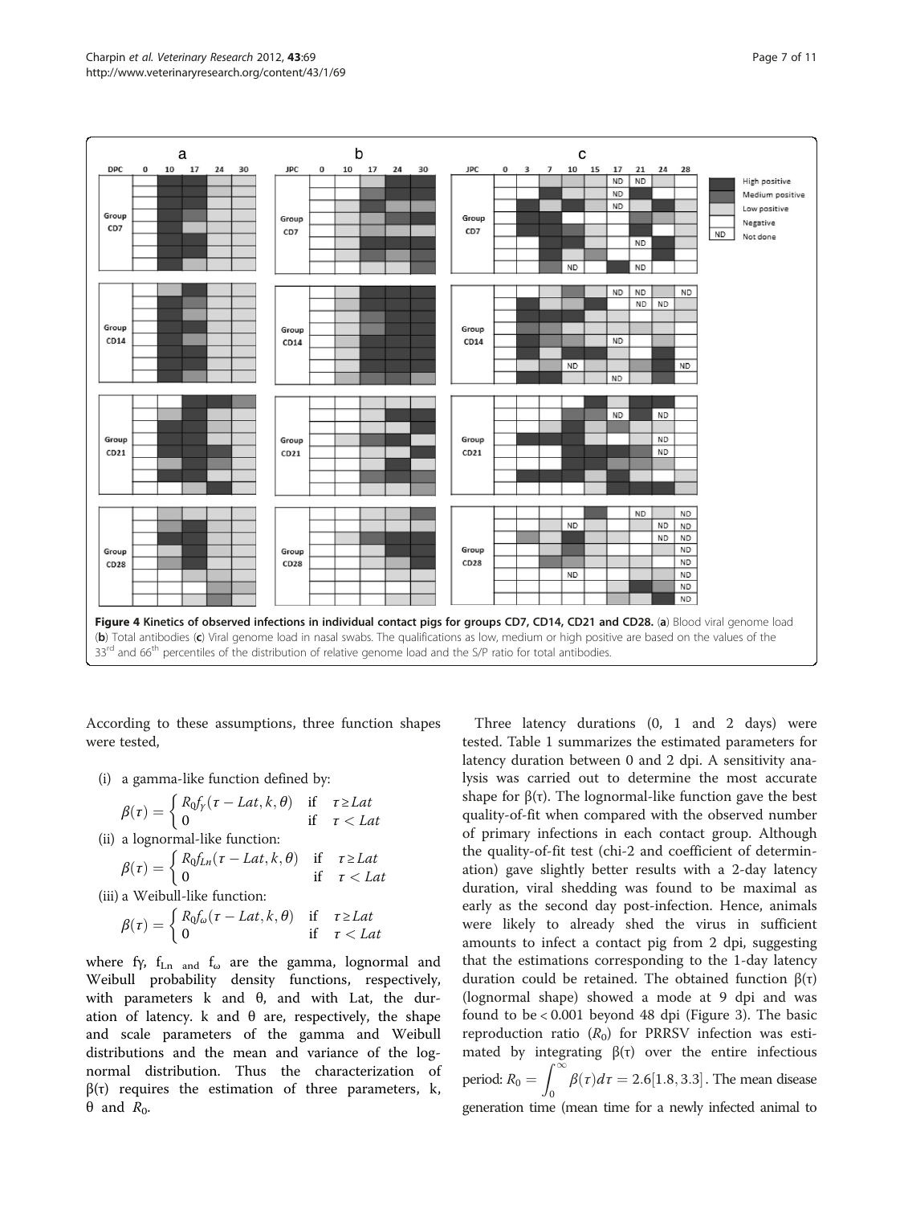**Figure 4 Kinetics of observed infections in individual contact pigs for groups CD7, CD14, CD21 and CD28.** (**a**) Blood viral genome load (**b**) Total antibodies (**c**) Viral genome load in nasal swabs. The qualifications as low, medium or high positive are based on the values of the 33rd and 66th percentiles of the distribution of relative genome load and the S/P ratio for total antibodies.

According to these assumptions, three function shapes were tested,

(i) a gamma-like function defined by:

$$\beta(\tau) = \begin{cases} R_0 f_\gamma(\tau - Lat, k, \theta) & \text{if} \quad \tau \geq Lat \\ 0 & \text{if} \quad \tau < Lat \end{cases}$$

(ii) a lognormal-like function:

$$\beta(\tau) = \begin{cases} R_0 f_{Ln}(\tau - Lat, k, \theta) & \text{if} \quad \tau \geq Lat \\ 0 & \text{if} \quad \tau < Lat \end{cases}$$

(iii) a Weibull-like function:

$$\beta(\tau) = \begin{cases} R_0 f_\omega(\tau - Lat, k, \theta) & \text{if} \quad \tau \geq Lat \\ 0 & \text{if} \quad \tau < Lat \end{cases}$$

where $f\gamma$, $f_{Ln}$ and $f_\omega$ are the gamma, lognormal and Weibull probability density functions, respectively, with parameters k and θ, and with Lat, the duration of latency. k and θ are, respectively, the shape and scale parameters of the gamma and Weibull distributions and the mean and variance of the lognormal distribution. Thus the characterization of β(τ) requires the estimation of three parameters, k, θ and $R_0$.

Three latency durations (0, 1 and 2 days) were tested. Table 1 summarizes the estimated parameters for latency duration between 0 and 2 dpi. A sensitivity analysis was carried out to determine the most accurate shape for β(τ). The lognormal-like function gave the best quality-of-fit when compared with the observed number of primary infections in each contact group. Although the quality-of-fit test (chi-2 and coefficient of determination) gave slightly better results with a 2-day latency duration, viral shedding was found to be maximal as early as the second day post-infection. Hence, animals were likely to already shed the virus in sufficient amounts to infect a contact pig from 2 dpi, suggesting that the estimations corresponding to the 1-day latency duration could be retained. The obtained function β(τ) (lognormal shape) showed a mode at 9 dpi and was found to be < 0.001 beyond 48 dpi (Figure 3). The basic reproduction ratio ($R_0$) for PRRSV infection was estimated by integrating β(τ) over the entire infectious period: $R_0 = \int_0^\infty \beta(\tau)d\tau = 2.6[1.8, 3.3]$. The mean disease generation time (mean time for a newly infected animal to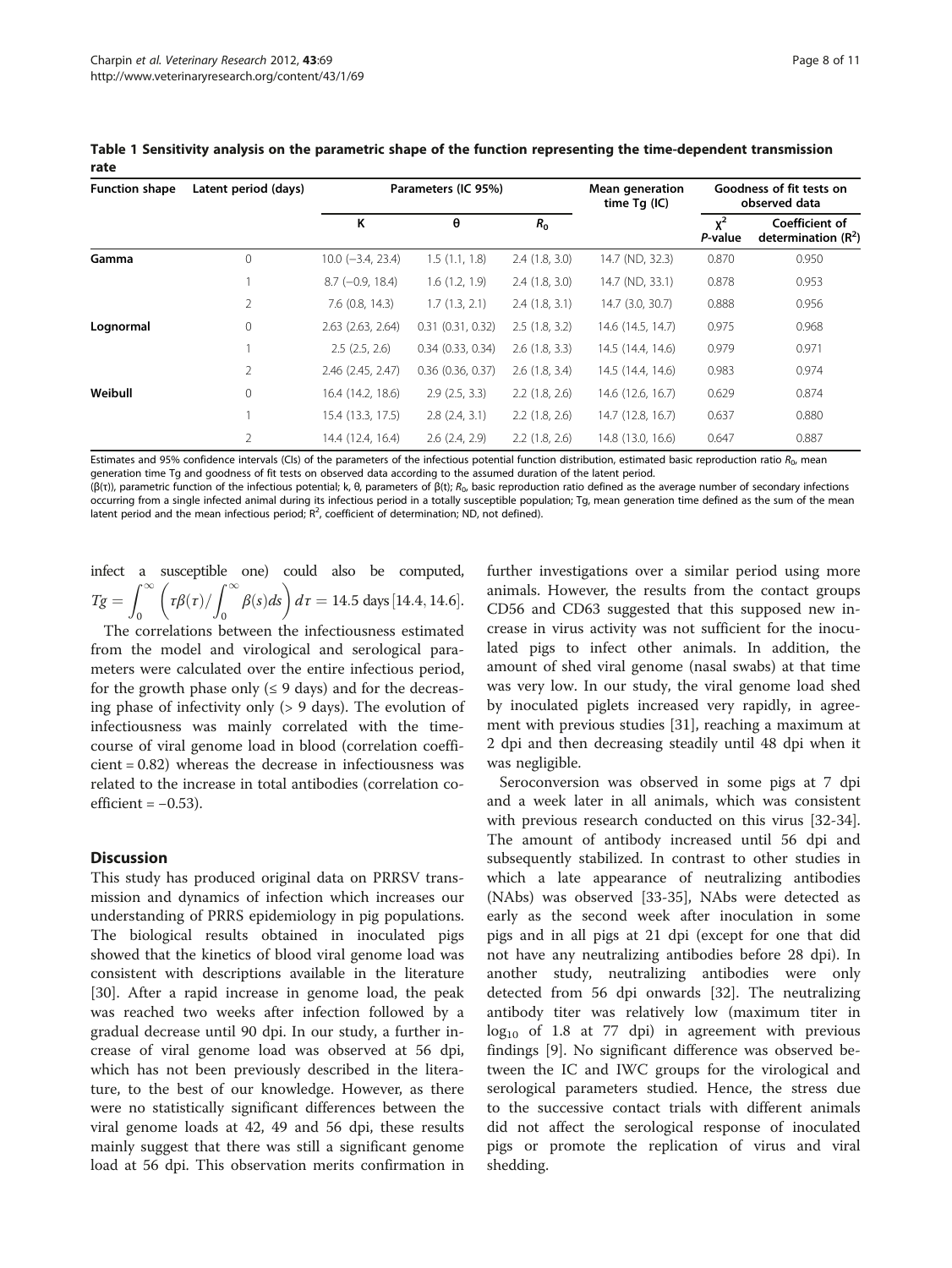**Table 1 Sensitivity analysis on the parametric shape of the function representing the time-dependent transmission rate**

| Function shape | Latent period (days) | Parameters (IC 95%) | | | Mean generation time Tg (IC) | Goodness of fit tests on observed data | |
|---|---|---|---|---|---|---|---|
| | | K | θ | $R_0$ | | $\chi^2$ *P*-value | Coefficient of determination ($R^2$) |
| **Gamma** | 0 | 10.0 (−3.4, 23.4) | 1.5 (1.1, 1.8) | 2.4 (1.8, 3.0) | 14.7 (ND, 32.3) | 0.870 | 0.950 |
| | 1 | 8.7 (−0.9, 18.4) | 1.6 (1.2, 1.9) | 2.4 (1.8, 3.0) | 14.7 (ND, 33.1) | 0.878 | 0.953 |
| | 2 | 7.6 (0.8, 14.3) | 1.7 (1.3, 2.1) | 2.4 (1.8, 3.1) | 14.7 (3.0, 30.7) | 0.888 | 0.956 |
| **Lognormal** | 0 | 2.63 (2.63, 2.64) | 0.31 (0.31, 0.32) | 2.5 (1.8, 3.2) | 14.6 (14.5, 14.7) | 0.975 | 0.968 |
| | 1 | 2.5 (2.5, 2.6) | 0.34 (0.33, 0.34) | 2.6 (1.8, 3.3) | 14.5 (14.4, 14.6) | 0.979 | 0.971 |
| | 2 | 2.46 (2.45, 2.47) | 0.36 (0.36, 0.37) | 2.6 (1.8, 3.4) | 14.5 (14.4, 14.6) | 0.983 | 0.974 |
| **Weibull** | 0 | 16.4 (14.2, 18.6) | 2.9 (2.5, 3.3) | 2.2 (1.8, 2.6) | 14.6 (12.6, 16.7) | 0.629 | 0.874 |
| | 1 | 15.4 (13.3, 17.5) | 2.8 (2.4, 3.1) | 2.2 (1.8, 2.6) | 14.7 (12.8, 16.7) | 0.637 | 0.880 |
| | 2 | 14.4 (12.4, 16.4) | 2.6 (2.4, 2.9) | 2.2 (1.8, 2.6) | 14.8 (13.0, 16.6) | 0.647 | 0.887 |

Estimates and 95% confidence intervals (CIs) of the parameters of the infectious potential function distribution, estimated basic reproduction ratio $R_0$, mean generation time Tg and goodness of fit tests on observed data according to the assumed duration of the latent period.
(β(τ)), parametric function of the infectious potential; k, θ, parameters of β(t); $R_0$, basic reproduction ratio defined as the average number of secondary infections occurring from a single infected animal during its infectious period in a totally susceptible population; Tg, mean generation time defined as the sum of the mean latent period and the mean infectious period; $R^2$, coefficient of determination; ND, not defined).

infect a susceptible one) could also be computed, $Tg = \int_0^\infty \left( \tau\beta(\tau) / \int_0^\infty \beta(s)ds \right) d\tau = 14.5$ days [14.4, 14.6].

The correlations between the infectiousness estimated from the model and virological and serological parameters were calculated over the entire infectious period, for the growth phase only (≤ 9 days) and for the decreasing phase of infectivity only (> 9 days). The evolution of infectiousness was mainly correlated with the time-course of viral genome load in blood (correlation coefficient = 0.82) whereas the decrease in infectiousness was related to the increase in total antibodies (correlation coefficient = −0.53).

## Discussion

This study has produced original data on PRRSV transmission and dynamics of infection which increases our understanding of PRRS epidemiology in pig populations. The biological results obtained in inoculated pigs showed that the kinetics of blood viral genome load was consistent with descriptions available in the literature [30]. After a rapid increase in genome load, the peak was reached two weeks after infection followed by a gradual decrease until 90 dpi. In our study, a further increase of viral genome load was observed at 56 dpi, which has not been previously described in the literature, to the best of our knowledge. However, as there were no statistically significant differences between the viral genome loads at 42, 49 and 56 dpi, these results mainly suggest that there was still a significant genome load at 56 dpi. This observation merits confirmation in further investigations over a similar period using more animals. However, the results from the contact groups CD56 and CD63 suggested that this supposed new increase in virus activity was not sufficient for the inoculated pigs to infect other animals. In addition, the amount of shed viral genome (nasal swabs) at that time was very low. In our study, the viral genome load shed by inoculated piglets increased very rapidly, in agreement with previous studies [31], reaching a maximum at 2 dpi and then decreasing steadily until 48 dpi when it was negligible.

Seroconversion was observed in some pigs at 7 dpi and a week later in all animals, which was consistent with previous research conducted on this virus [32-34]. The amount of antibody increased until 56 dpi and subsequently stabilized. In contrast to other studies in which a late appearance of neutralizing antibodies (NAbs) was observed [33-35], NAbs were detected as early as the second week after inoculation in some pigs and in all pigs at 21 dpi (except for one that did not have any neutralizing antibodies before 28 dpi). In another study, neutralizing antibodies were only detected from 56 dpi onwards [32]. The neutralizing antibody titer was relatively low (maximum titer in $\log_{10}$ of 1.8 at 77 dpi) in agreement with previous findings [9]. No significant difference was observed between the IC and IWC groups for the virological and serological parameters studied. Hence, the stress due to the successive contact trials with different animals did not affect the serological response of inoculated pigs or promote the replication of virus and viral shedding.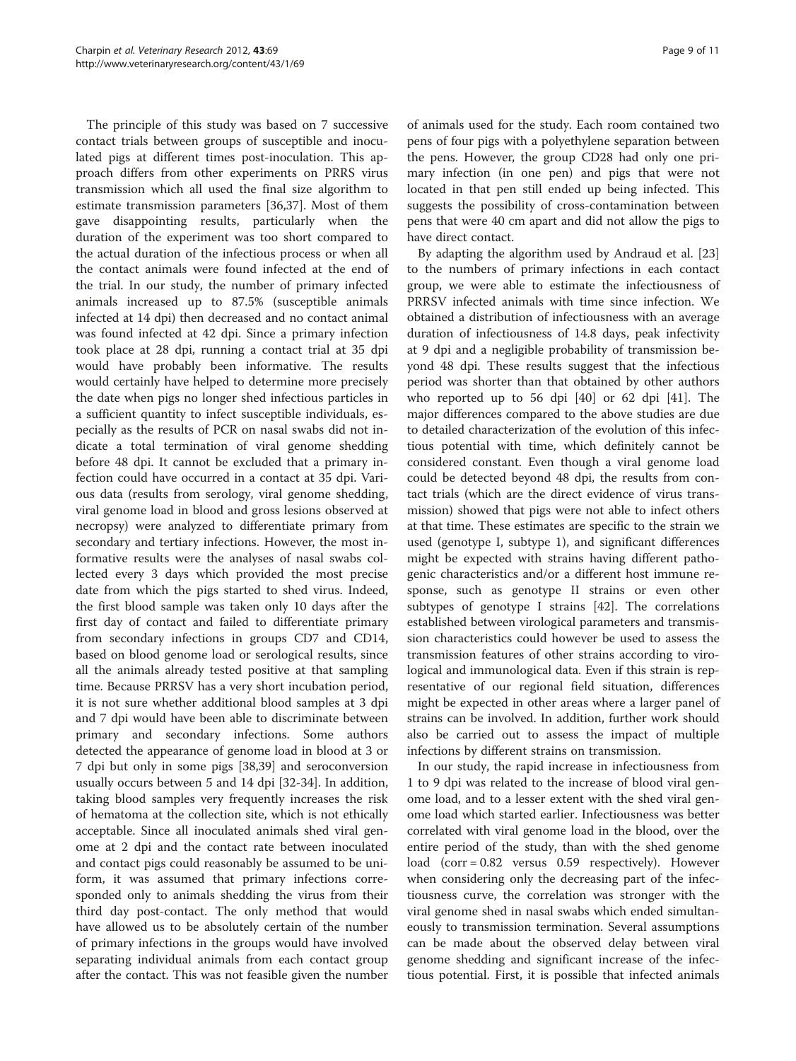The principle of this study was based on 7 successive contact trials between groups of susceptible and inoculated pigs at different times post-inoculation. This approach differs from other experiments on PRRS virus transmission which all used the final size algorithm to estimate transmission parameters [36,37]. Most of them gave disappointing results, particularly when the duration of the experiment was too short compared to the actual duration of the infectious process or when all the contact animals were found infected at the end of the trial. In our study, the number of primary infected animals increased up to 87.5% (susceptible animals infected at 14 dpi) then decreased and no contact animal was found infected at 42 dpi. Since a primary infection took place at 28 dpi, running a contact trial at 35 dpi would have probably been informative. The results would certainly have helped to determine more precisely the date when pigs no longer shed infectious particles in a sufficient quantity to infect susceptible individuals, especially as the results of PCR on nasal swabs did not indicate a total termination of viral genome shedding before 48 dpi. It cannot be excluded that a primary infection could have occurred in a contact at 35 dpi. Various data (results from serology, viral genome shedding, viral genome load in blood and gross lesions observed at necropsy) were analyzed to differentiate primary from secondary and tertiary infections. However, the most informative results were the analyses of nasal swabs collected every 3 days which provided the most precise date from which the pigs started to shed virus. Indeed, the first blood sample was taken only 10 days after the first day of contact and failed to differentiate primary from secondary infections in groups CD7 and CD14, based on blood genome load or serological results, since all the animals already tested positive at that sampling time. Because PRRSV has a very short incubation period, it is not sure whether additional blood samples at 3 dpi and 7 dpi would have been able to discriminate between primary and secondary infections. Some authors detected the appearance of genome load in blood at 3 or 7 dpi but only in some pigs [38,39] and seroconversion usually occurs between 5 and 14 dpi [32-34]. In addition, taking blood samples very frequently increases the risk of hematoma at the collection site, which is not ethically acceptable. Since all inoculated animals shed viral genome at 2 dpi and the contact rate between inoculated and contact pigs could reasonably be assumed to be uniform, it was assumed that primary infections corresponded only to animals shedding the virus from their third day post-contact. The only method that would have allowed us to be absolutely certain of the number of primary infections in the groups would have involved separating individual animals from each contact group after the contact. This was not feasible given the number of animals used for the study. Each room contained two pens of four pigs with a polyethylene separation between the pens. However, the group CD28 had only one primary infection (in one pen) and pigs that were not located in that pen still ended up being infected. This suggests the possibility of cross-contamination between pens that were 40 cm apart and did not allow the pigs to have direct contact.

By adapting the algorithm used by Andraud et al. [23] to the numbers of primary infections in each contact group, we were able to estimate the infectiousness of PRRSV infected animals with time since infection. We obtained a distribution of infectiousness with an average duration of infectiousness of 14.8 days, peak infectivity at 9 dpi and a negligible probability of transmission beyond 48 dpi. These results suggest that the infectious period was shorter than that obtained by other authors who reported up to 56 dpi [40] or 62 dpi [41]. The major differences compared to the above studies are due to detailed characterization of the evolution of this infectious potential with time, which definitely cannot be considered constant. Even though a viral genome load could be detected beyond 48 dpi, the results from contact trials (which are the direct evidence of virus transmission) showed that pigs were not able to infect others at that time. These estimates are specific to the strain we used (genotype I, subtype 1), and significant differences might be expected with strains having different pathogenic characteristics and/or a different host immune response, such as genotype II strains or even other subtypes of genotype I strains [42]. The correlations established between virological parameters and transmission characteristics could however be used to assess the transmission features of other strains according to virological and immunological data. Even if this strain is representative of our regional field situation, differences might be expected in other areas where a larger panel of strains can be involved. In addition, further work should also be carried out to assess the impact of multiple infections by different strains on transmission.

In our study, the rapid increase in infectiousness from 1 to 9 dpi was related to the increase of blood viral genome load, and to a lesser extent with the shed viral genome load which started earlier. Infectiousness was better correlated with viral genome load in the blood, over the entire period of the study, than with the shed genome load (corr = 0.82 versus 0.59 respectively). However when considering only the decreasing part of the infectiousness curve, the correlation was stronger with the viral genome shed in nasal swabs which ended simultaneously to transmission termination. Several assumptions can be made about the observed delay between viral genome shedding and significant increase of the infectious potential. First, it is possible that infected animals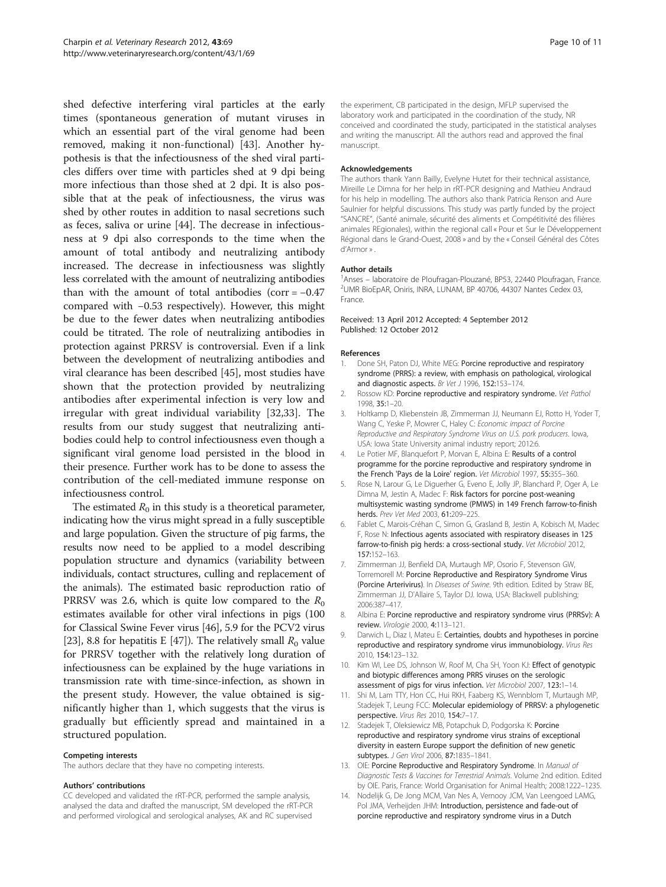shed defective interfering viral particles at the early times (spontaneous generation of mutant viruses in which an essential part of the viral genome had been removed, making it non-functional) [43]. Another hypothesis is that the infectiousness of the shed viral particles differs over time with particles shed at 9 dpi being more infectious than those shed at 2 dpi. It is also possible that at the peak of infectiousness, the virus was shed by other routes in addition to nasal secretions such as feces, saliva or urine [44]. The decrease in infectiousness at 9 dpi also corresponds to the time when the amount of total antibody and neutralizing antibody increased. The decrease in infectiousness was slightly less correlated with the amount of neutralizing antibodies than with the amount of total antibodies (corr = −0.47 compared with −0.53 respectively). However, this might be due to the fewer dates when neutralizing antibodies could be titrated. The role of neutralizing antibodies in protection against PRRSV is controversial. Even if a link between the development of neutralizing antibodies and viral clearance has been described [45], most studies have shown that the protection provided by neutralizing antibodies after experimental infection is very low and irregular with great individual variability [32,33]. The results from our study suggest that neutralizing antibodies could help to control infectiousness even though a significant viral genome load persisted in the blood in their presence. Further work has to be done to assess the contribution of the cell-mediated immune response on infectiousness control.

The estimated $R_0$ in this study is a theoretical parameter, indicating how the virus might spread in a fully susceptible and large population. Given the structure of pig farms, the results now need to be applied to a model describing population structure and dynamics (variability between individuals, contact structures, culling and replacement of the animals). The estimated basic reproduction ratio of PRRSV was 2.6, which is quite low compared to the $R_0$ estimates available for other viral infections in pigs (100 for Classical Swine Fever virus [46], 5.9 for the PCV2 virus [23], 8.8 for hepatitis E [47]). The relatively small $R_0$ value for PRRSV together with the relatively long duration of infectiousness can be explained by the huge variations in transmission rate with time-since-infection, as shown in the present study. However, the value obtained is significantly higher than 1, which suggests that the virus is gradually but efficiently spread and maintained in a structured population.

#### Competing interests
The authors declare that they have no competing interests.

#### Authors' contributions
CC developed and validated the rRT-PCR, performed the sample analysis, analysed the data and drafted the manuscript, SM developed the rRT-PCR and performed virological and serological analyses, AK and RC supervised the experiment, CB participated in the design, MFLP supervised the laboratory work and participated in the coordination of the study, NR conceived and coordinated the study, participated in the statistical analyses and writing the manuscript. All the authors read and approved the final manuscript.

#### Acknowledgements
The authors thank Yann Bailly, Evelyne Hutet for their technical assistance, Mireille Le Dimna for her help in rRT-PCR designing and Mathieu Andraud for his help in modelling. The authors also thank Patricia Renson and Aure Saulnier for helpful discussions. This study was partly funded by the project "SANCRE", (Santé animale, sécurité des aliments et Compétitivité des filières animales REgionales), within the regional call « Pour et Sur le Développement Régional dans le Grand-Ouest, 2008 » and by the « Conseil Général des Côtes d'Armor » .

#### Author details
[1]Anses – laboratoire de Ploufragan-Plouzané, BP53, 22440 Ploufragan, France. [2]UMR BioEpAR, Oniris, INRA, LUNAM, BP 40706, 44307 Nantes Cedex 03, France.

Received: 13 April 2012 Accepted: 4 September 2012
Published: 12 October 2012

#### References
1. Done SH, Paton DJ, White MEG: **Porcine reproductive and respiratory syndrome (PRRS): a review, with emphasis on pathological, virological and diagnostic aspects.** *Br Vet J* 1996, **152:**153–174.
2. Rossow KD: **Porcine reproductive and respiratory syndrome.** *Vet Pathol* 1998, **35:**1–20.
3. Holtkamp D, Kliebenstein JB, Zimmerman JJ, Neumann EJ, Rotto H, Yoder T, Wang C, Yeske P, Mowrer C, Haley C: *Economic impact of Porcine Reproductive and Respiratory Syndrome Virus on U.S. pork producers*. Iowa, USA: Iowa State University animal industry report; 2012:6.
4. Le Potier MF, Blanquefort P, Morvan E, Albina E: **Results of a control programme for the porcine reproductive and respiratory syndrome in the French 'Pays de la Loire' region.** *Vet Microbiol* 1997, **55:**355–360.
5. Rose N, Larour G, Le Diguerher G, Eveno E, Jolly JP, Blanchard P, Oger A, Le Dimna M, Jestin A, Madec F: **Risk factors for porcine post-weaning multisystemic wasting syndrome (PMWS) in 149 French farrow-to-finish herds.** *Prev Vet Med* 2003, **61:**209–225.
6. Fablet C, Marois-Créhan C, Simon G, Grasland B, Jestin A, Kobisch M, Madec F, Rose N: **Infectious agents associated with respiratory diseases in 125 farrow-to-finish pig herds: a cross-sectional study.** *Vet Microbiol* 2012, **157:**152–163.
7. Zimmerman JJ, Benfield DA, Murtaugh MP, Osorio F, Stevenson GW, Torremorell M: **Porcine Reproductive and Respiratory Syndrome Virus (Porcine Arterivirus).** In *Diseases of Swine*. 9th edition. Edited by Straw BE, Zimmerman JJ, D'Allaire S, Taylor DJ. Iowa, USA: Blackwell publishing; 2006:387–417.
8. Albina E: **Porcine reproductive and respiratory syndrome virus (PRRSv): A review.** *Virologie* 2000, **4:**113–121.
9. Darwich L, Diaz I, Mateu E: **Certainties, doubts and hypotheses in porcine reproductive and respiratory syndrome virus immunobiology.** *Virus Res* 2010, **154:**123–132.
10. Kim WI, Lee DS, Johnson W, Roof M, Cha SH, Yoon KJ: **Effect of genotypic and biotypic differences among PRRS viruses on the serologic assessment of pigs for virus infection.** *Vet Microbiol* 2007, **123:**1–14.
11. Shi M, Lam TTY, Hon CC, Hui RKH, Faaberg KS, Wennblom T, Murtaugh MP, Stadejek T, Leung FCC: **Molecular epidemiology of PRRSV: a phylogenetic perspective.** *Virus Res* 2010, **154:**7–17.
12. Stadejek T, Oleksiewicz MB, Potapchuk D, Podgorska K: **Porcine reproductive and respiratory syndrome virus strains of exceptional diversity in eastern Europe support the definition of new genetic subtypes.** *J Gen Virol* 2006, **87:**1835–1841.
13. OIE: **Porcine Reproductive and Respiratory Syndrome.** In *Manual of Diagnostic Tests & Vaccines for Terrestrial Animals*. Volume 2nd edition. Edited by OIE. Paris, France: World Organisation for Animal Health; 2008:1222–1235.
14. Nodelijk G, De Jong MCM, Van Nes A, Vernooy JCM, Van Leengoed LAMG, Pol JMA, Verheijden JHM: **Introduction, persistence and fade-out of porcine reproductive and respiratory syndrome virus in a Dutch**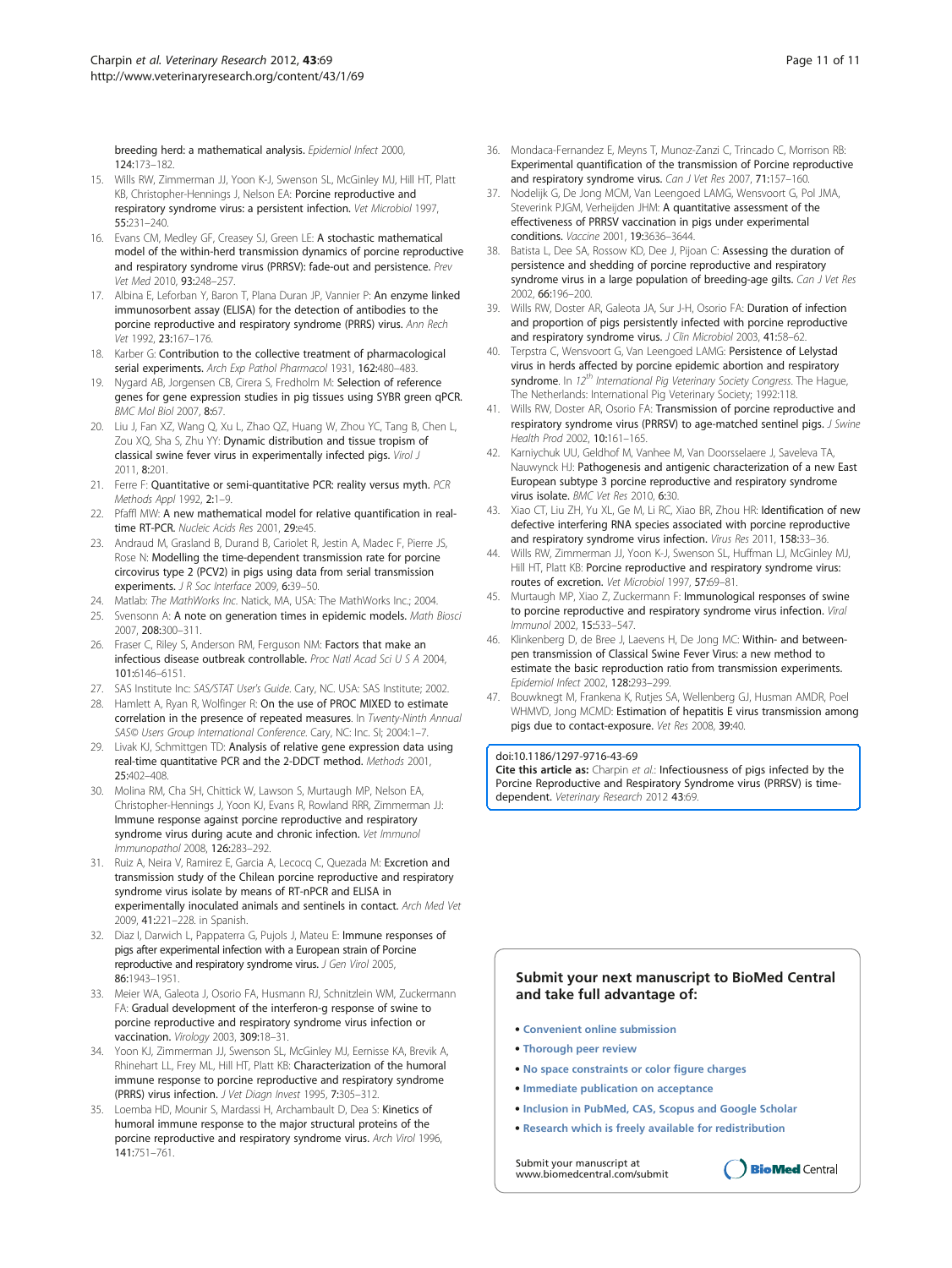breeding herd: a mathematical analysis. *Epidemiol Infect* 2000, **124**:173–182.

15. Wills RW, Zimmerman JJ, Yoon K-J, Swenson SL, McGinley MJ, Hill HT, Platt KB, Christopher-Hennings J, Nelson EA: **Porcine reproductive and respiratory syndrome virus: a persistent infection.** *Vet Microbiol* 1997, **55**:231–240.
16. Evans CM, Medley GF, Creasey SJ, Green LE: **A stochastic mathematical model of the within-herd transmission dynamics of porcine reproductive and respiratory syndrome virus (PRRSV): fade-out and persistence.** *Prev Vet Med* 2010, **93**:248–257.
17. Albina E, Leforban Y, Baron T, Plana Duran JP, Vannier P: **An enzyme linked immunosorbent assay (ELISA) for the detection of antibodies to the porcine reproductive and respiratory syndrome (PRRS) virus.** *Ann Rech Vet* 1992, **23**:167–176.
18. Karber G: **Contribution to the collective treatment of pharmacological serial experiments.** *Arch Exp Pathol Pharmacol* 1931, **162**:480–483.
19. Nygard AB, Jorgensen CB, Cirera S, Fredholm M: **Selection of reference genes for gene expression studies in pig tissues using SYBR green qPCR.** *BMC Mol Biol* 2007, **8**:67.
20. Liu J, Fan XZ, Wang Q, Xu L, Zhao QZ, Huang W, Zhou YC, Tang B, Chen L, Zou XQ, Sha S, Zhu YY: **Dynamic distribution and tissue tropism of classical swine fever virus in experimentally infected pigs.** *Virol J* 2011, **8**:201.
21. Ferre F: **Quantitative or semi-quantitative PCR: reality versus myth.** *PCR Methods Appl* 1992, **2**:1–9.
22. Pfaffl MW: **A new mathematical model for relative quantification in real-time RT-PCR.** *Nucleic Acids Res* 2001, **29**:e45.
23. Andraud M, Grasland B, Durand B, Cariolet R, Jestin A, Madec F, Pierre JS, Rose N: **Modelling the time-dependent transmission rate for porcine circovirus type 2 (PCV2) in pigs using data from serial transmission experiments.** *J R Soc Interface* 2009, **6**:39–50.
24. Matlab: *The MathWorks Inc*. Natick, MA, USA: The MathWorks Inc.; 2004.
25. Svensonn A: **A note on generation times in epidemic models.** *Math Biosci* 2007, **208**:300–311.
26. Fraser C, Riley S, Anderson RM, Ferguson NM: **Factors that make an infectious disease outbreak controllable.** *Proc Natl Acad Sci U S A* 2004, **101**:6146–6151.
27. SAS Institute Inc: *SAS/STAT User's Guide*. Cary, NC. USA: SAS Institute; 2002.
28. Hamlett A, Ryan R, Wolfinger R: **On the use of PROC MIXED to estimate correlation in the presence of repeated measures.** In *Twenty-Ninth Annual SAS© Users Group International Conference*. Cary, NC: Inc. SI; 2004:1–7.
29. Livak KJ, Schmittgen TD: **Analysis of relative gene expression data using real-time quantitative PCR and the 2-DDCT method.** *Methods* 2001, **25**:402–408.
30. Molina RM, Cha SH, Chittick W, Lawson S, Murtaugh MP, Nelson EA, Christopher-Hennings J, Yoon KJ, Evans R, Rowland RRR, Zimmerman JJ: **Immune response against porcine reproductive and respiratory syndrome virus during acute and chronic infection.** *Vet Immunol Immunopathol* 2008, **126**:283–292.
31. Ruiz A, Neira V, Ramirez E, Garcia A, Lecocq C, Quezada M: **Excretion and transmission study of the Chilean porcine reproductive and respiratory syndrome virus isolate by means of RT-nPCR and ELISA in experimentally inoculated animals and sentinels in contact.** *Arch Med Vet* 2009, **41**:221–228. in Spanish.
32. Diaz I, Darwich L, Pappaterra G, Pujols J, Mateu E: **Immune responses of pigs after experimental infection with a European strain of Porcine reproductive and respiratory syndrome virus.** *J Gen Virol* 2005, **86**:1943–1951.
33. Meier WA, Galeota J, Osorio FA, Husmann RJ, Schnitzlein WM, Zuckermann FA: **Gradual development of the interferon-g response of swine to porcine reproductive and respiratory syndrome virus infection or vaccination.** *Virology* 2003, **309**:18–31.
34. Yoon KJ, Zimmerman JJ, Swenson SL, McGinley MJ, Eernisse KA, Brevik A, Rhinehart LL, Frey ML, Hill HT, Platt KB: **Characterization of the humoral immune response to porcine reproductive and respiratory syndrome (PRRS) virus infection.** *J Vet Diagn Invest* 1995, **7**:305–312.
35. Loemba HD, Mounir S, Mardassi H, Archambault D, Dea S: **Kinetics of humoral immune response to the major structural proteins of the porcine reproductive and respiratory syndrome virus.** *Arch Virol* 1996, **141**:751–761.
36. Mondaca-Fernandez E, Meyns T, Munoz-Zanzi C, Trincado C, Morrison RB: **Experimental quantification of the transmission of Porcine reproductive and respiratory syndrome virus.** *Can J Vet Res* 2007, **71**:157–160.
37. Nodelijk G, De Jong MCM, Van Leengoed LAMG, Wensvoort G, Pol JMA, Steverink PJGM, Verheijden JHM: **A quantitative assessment of the effectiveness of PRRSV vaccination in pigs under experimental conditions.** *Vaccine* 2001, **19**:3636–3644.
38. Batista L, Dee SA, Rossow KD, Dee J, Pijoan C: **Assessing the duration of persistence and shedding of porcine reproductive and respiratory syndrome virus in a large population of breeding-age gilts.** *Can J Vet Res* 2002, **66**:196–200.
39. Wills RW, Doster AR, Galeota JA, Sur J-H, Osorio FA: **Duration of infection and proportion of pigs persistently infected with porcine reproductive and respiratory syndrome virus.** *J Clin Microbiol* 2003, **41**:58–62.
40. Terpstra C, Wensvoort G, Van Leengoed LAMG: **Persistence of Lelystad virus in herds affected by porcine epidemic abortion and respiratory syndrome.** In *12th International Pig Veterinary Society Congress*. The Hague, The Netherlands: International Pig Veterinary Society; 1992:118.
41. Wills RW, Doster AR, Osorio FA: **Transmission of porcine reproductive and respiratory syndrome virus (PRRSV) to age-matched sentinel pigs.** *J Swine Health Prod* 2002, **10**:161–165.
42. Karniychuk UU, Geldhof M, Vanhee M, Van Doorsselaere J, Saveleva TA, Nauwynck HJ: **Pathogenesis and antigenic characterization of a new East European subtype 3 porcine reproductive and respiratory syndrome virus isolate.** *BMC Vet Res* 2010, **6**:30.
43. Xiao CT, Liu ZH, Yu XL, Ge M, Li RC, Xiao BR, Zhou HR: **Identification of new defective interfering RNA species associated with porcine reproductive and respiratory syndrome virus infection.** *Virus Res* 2011, **158**:33–36.
44. Wills RW, Zimmerman JJ, Yoon K-J, Swenson SL, Huffman LJ, McGinley MJ, Hill HT, Platt KB: **Porcine reproductive and respiratory syndrome virus: routes of excretion.** *Vet Microbiol* 1997, **57**:69–81.
45. Murtaugh MP, Xiao Z, Zuckermann F: **Immunological responses of swine to porcine reproductive and respiratory syndrome virus infection.** *Viral Immunol* 2002, **15**:533–547.
46. Klinkenberg D, de Bree J, Laevens H, De Jong MC: **Within- and between-pen transmission of Classical Swine Fever Virus: a new method to estimate the basic reproduction ratio from transmission experiments.** *Epidemiol Infect* 2002, **128**:293–299.
47. Bouwknegt M, Frankena K, Rutjes SA, Wellenberg GJ, Husman AMDR, Poel WHMVD, Jong MCMD: **Estimation of hepatitis E virus transmission among pigs due to contact-exposure.** *Vet Res* 2008, **39**:40.

doi:10.1186/1297-9716-43-69

**Cite this article as:** Charpin *et al.*: Infectiousness of pigs infected by the Porcine Reproductive and Respiratory Syndrome virus (PRRSV) is time-dependent. *Veterinary Research* 2012 **43**:69.

**Submit your next manuscript to BioMed Central and take full advantage of:**

- Convenient online submission
- Thorough peer review
- No space constraints or color figure charges
- Immediate publication on acceptance
- Inclusion in PubMed, CAS, Scopus and Google Scholar
- Research which is freely available for redistribution

Submit your manuscript at www.biomedcentral.com/submit

BioMed Central